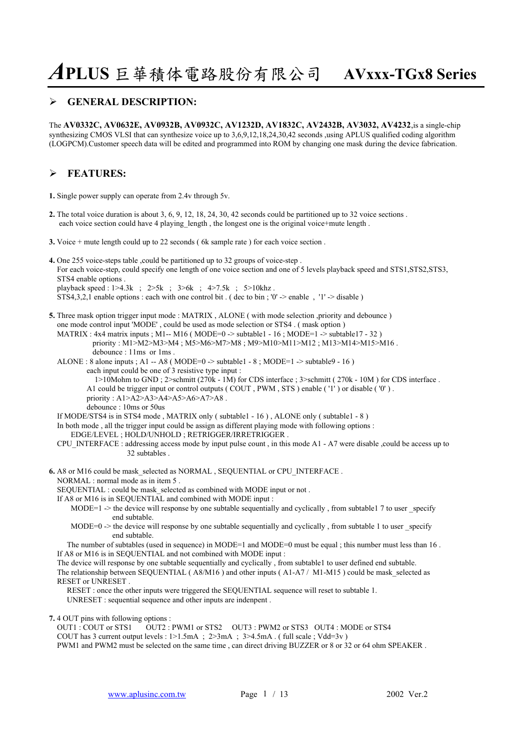／APLUS 巨華積体電路股份有限公司 AVxxx-TGx8 Series

## GENERAL DESCRIPTION:

The **AV0332C, AV0632E, AV0932B, AV0932C, AV1232D, AV1832C, AV2432B, AV3032, AV4232**,is a single-chip synthesizing CMOS VLSI that can synthesize voice up to 3,6,9,12,18,24,30,42 seconds ,using APLUS qualified coding algorithm (LOGPCM).Customer speech data will be edited and programmed into ROM by changing one mask during the device fabrication.

## FEATURES:

**1.** Single power supply can operate from 2.4v through 5v.

**2.** The total voice duration is about 3, 6, 9, 12, 18, 24, 30, 42 seconds could be partitioned up to 32 voice sections .
each voice section could have 4 playing_length , the longest one is the original voice+mute length .

**3.** Voice + mute length could up to 22 seconds ( 6k sample rate ) for each voice section .

**4.** One 255 voice-steps table ,could be partitioned up to 32 groups of voice-step .
For each voice-step, could specify one length of one voice section and one of 5 levels playback speed and STS1,STS2,STS3, STS4 enable options .
playback speed : 1>4.3k ; 2>5k ; 3>6k ; 4>7.5k ; 5>10khz .
STS4,3,2,1 enable options : each with one control bit . ( dec to bin ; '0' -> enable , '1' -> disable )

**5.** Three mask option trigger input mode : MATRIX , ALONE ( with mode selection ,priority and debounce )
one mode control input 'MODE' , could be used as mode selection or STS4 . ( mask option )
MATRIX : 4x4 matrix inputs ; M1-- M16 ( MODE=0 -> subtable1 - 16 ; MODE=1 -> subtable17 - 32 )
priority : M1>M2>M3>M4 ; M5>M6>M7>M8 ; M9>M10>M11>M12 ; M13>M14>M15>M16 .
debounce : 11ms or 1ms .
ALONE : 8 alone inputs ; A1 -- A8 ( MODE=0 -> subtable1 - 8 ; MODE=1 -> subtable9 - 16 )
each input could be one of 3 resistive type input :
1>10Mohm to GND ; 2>schmitt (270k - 1M) for CDS interface ; 3>schmitt ( 270k - 10M ) for CDS interface .
A1 could be trigger input or control outputs ( COUT , PWM , STS ) enable ( '1' ) or disable ( '0' ) .
priority : A1>A2>A3>A4>A5>A6>A7>A8 .
debounce : 10ms or 50us
If MODE/STS4 is in STS4 mode , MATRIX only ( subtable1 - 16 ) , ALONE only ( subtable1 - 8 )
In both mode , all the trigger input could be assign as different playing mode with following options :
EDGE/LEVEL ; HOLD/UNHOLD ; RETRIGGER/IRRETRIGGER .
CPU_INTERFACE : addressing access mode by input pulse count , in this mode A1 - A7 were disable ,could be access up to 32 subtables .

**6.** A8 or M16 could be mask_selected as NORMAL , SEQUENTIAL or CPU_INTERFACE .
NORMAL : normal mode as in item 5 .
SEQUENTIAL : could be mask_selected as combined with MODE input or not .
If A8 or M16 is in SEQUENTIAL and combined with MODE input :
MODE=1 -> the device will response by one subtable sequentially and cyclically , from subtable1 7 to user _specify end subtable.
MODE=0 -> the device will response by one subtable sequentially and cyclically , from subtable 1 to user _specify end subtable.
The number of subtables (used in sequence) in MODE=1 and MODE=0 must be equal ; this number must less than 16 .
If A8 or M16 is in SEQUENTIAL and not combined with MODE input :
The device will response by one subtable sequentially and cyclically , from subtable1 to user defined end subtable.
The relationship between SEQUENTIAL ( A8/M16 ) and other inputs ( A1-A7 / M1-M15 ) could be mask_selected as RESET or UNRESET .
RESET : once the other inputs were triggered the SEQUENTIAL sequence will reset to subtable 1.
UNRESET : sequential sequence and other inputs are indenpent .

**7.** 4 OUT pins with following options :
OUT1 : COUT or STS1 OUT2 : PWM1 or STS2 OUT3 : PWM2 or STS3 OUT4 : MODE or STS4
COUT has 3 current output levels : 1>1.5mA ; 2>3mA ; 3>4.5mA . ( full scale ; Vdd=3v )
PWM1 and PWM2 must be selected on the same time , can direct driving BUZZER or 8 or 32 or 64 ohm SPEAKER .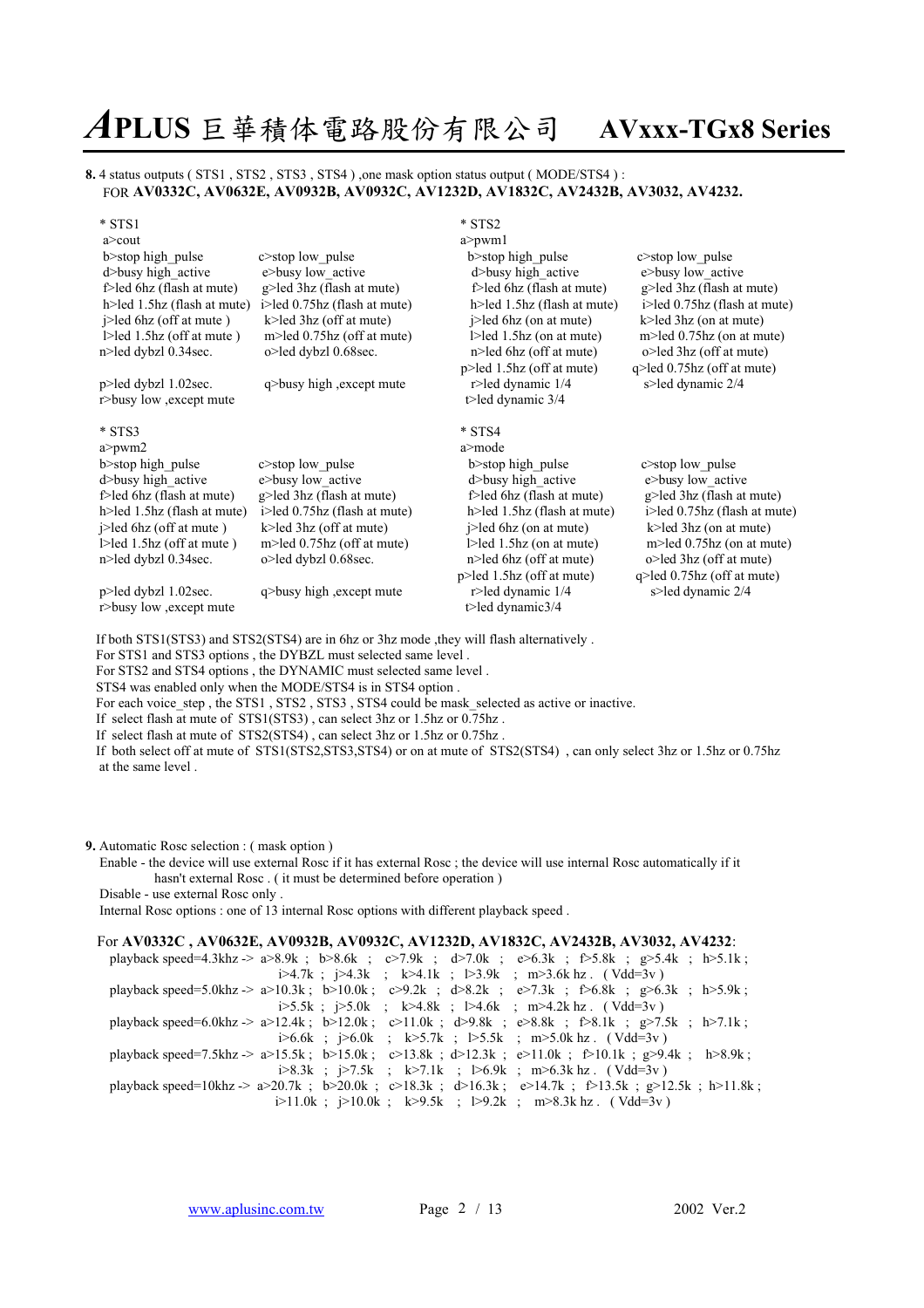**8.** 4 status outputs ( STS1 , STS2 , STS3 , STS4 ) ,one mask option status output ( MODE/STS4 ) :
FOR **AV0332C, AV0632E, AV0932B, AV0932C, AV1232D, AV1832C, AV2432B, AV3032, AV4232.**

\* STS1
a>cout
b>stop high_pulse    c>stop low_pulse
d>busy high_active    e>busy low_active
f>led 6hz (flash at mute)    g>led 3hz (flash at mute)
h>led 1.5hz (flash at mute)    i>led 0.75hz (flash at mute)
j>led 6hz (off at mute )    k>led 3hz (off at mute)
l>led 1.5hz (off at mute )    m>led 0.75hz (off at mute)
n>led dybzl 0.34sec.    o>led dybzl 0.68sec.
p>led dybzl 1.02sec.    q>busy high ,except mute
r>busy low ,except mute

\* STS2
a>pwm1
b>stop high_pulse    c>stop low_pulse
d>busy high_active    e>busy low_active
f>led 6hz (flash at mute)    g>led 3hz (flash at mute)
h>led 1.5hz (flash at mute)    i>led 0.75hz (flash at mute)
j>led 6hz (on at mute)    k>led 3hz (on at mute)
l>led 1.5hz (on at mute)    m>led 0.75hz (on at mute)
n>led 6hz (off at mute)    o>led 3hz (off at mute)
p>led 1.5hz (off at mute)    q>led 0.75hz (off at mute)
r>led dynamic 1/4    s>led dynamic 2/4
t>led dynamic 3/4

\* STS3
a>pwm2
b>stop high_pulse    c>stop low_pulse
d>busy high_active    e>busy low_active
f>led 6hz (flash at mute)    g>led 3hz (flash at mute)
h>led 1.5hz (flash at mute)    i>led 0.75hz (flash at mute)
j>led 6hz (off at mute )    k>led 3hz (off at mute)
l>led 1.5hz (off at mute )    m>led 0.75hz (off at mute)
n>led dybzl 0.34sec.    o>led dybzl 0.68sec.
p>led dybzl 1.02sec.    q>busy high ,except mute
r>busy low ,except mute

\* STS4
a>mode
b>stop high_pulse    c>stop low_pulse
d>busy high_active    e>busy low_active
f>led 6hz (flash at mute)    g>led 3hz (flash at mute)
h>led 1.5hz (flash at mute)    i>led 0.75hz (flash at mute)
j>led 6hz (on at mute)    k>led 3hz (on at mute)
l>led 1.5hz (on at mute)    m>led 0.75hz (on at mute)
n>led 6hz (off at mute)    o>led 3hz (off at mute)
p>led 1.5hz (off at mute)    q>led 0.75hz (off at mute)
r>led dynamic 1/4    s>led dynamic 2/4
t>led dynamic3/4

If both STS1(STS3) and STS2(STS4) are in 6hz or 3hz mode ,they will flash alternatively .
For STS1 and STS3 options , the DYBZL must selected same level .
For STS2 and STS4 options , the DYNAMIC must selected same level .
STS4 was enabled only when the MODE/STS4 is in STS4 option .
For each voice_step , the STS1 , STS2 , STS3 , STS4 could be mask_selected as active or inactive.
If select flash at mute of STS1(STS3) , can select 3hz or 1.5hz or 0.75hz .
If select flash at mute of STS2(STS4) , can select 3hz or 1.5hz or 0.75hz .
If both select off at mute of STS1(STS2,STS3,STS4) or on at mute of STS2(STS4) , can only select 3hz or 1.5hz or 0.75hz at the same level .

**9.** Automatic Rosc selection : ( mask option )
Enable - the device will use external Rosc if it has external Rosc ; the device will use internal Rosc automatically if it hasn't external Rosc . ( it must be determined before operation )
Disable - use external Rosc only .
Internal Rosc options : one of 13 internal Rosc options with different playback speed .

For **AV0332C , AV0632E, AV0932B, AV0932C, AV1232D, AV1832C, AV2432B, AV3032, AV4232**:

playback speed=4.3khz -> a>8.9k ; b>8.6k ; c>7.9k ; d>7.0k ; e>6.3k ; f>5.8k ; g>5.4k ; h>5.1k ; i>4.7k ; j>4.3k ; k>4.1k ; l>3.9k ; m>3.6k hz . ( Vdd=3v )
playback speed=5.0khz -> a>10.3k ; b>10.0k ; c>9.2k ; d>8.2k ; e>7.3k ; f>6.8k ; g>6.3k ; h>5.9k ; i>5.5k ; j>5.0k ; k>4.8k ; l>4.6k ; m>4.2k hz . ( Vdd=3v )
playback speed=6.0khz -> a>12.4k ; b>12.0k ; c>11.0k ; d>9.8k ; e>8.8k ; f>8.1k ; g>7.5k ; h>7.1k ; i>6.6k ; j>6.0k ; k>5.7k ; l>5.5k ; m>5.0k hz . ( Vdd=3v )
playback speed=7.5khz -> a>15.5k ; b>15.0k ; c>13.8k ; d>12.3k ; e>11.0k ; f>10.1k ; g>9.4k ; h>8.9k ; i>8.3k ; j>7.5k ; k>7.1k ; l>6.9k ; m>6.3k hz . ( Vdd=3v )
playback speed=10khz -> a>20.7k ; b>20.0k ; c>18.3k ; d>16.3k ; e>14.7k ; f>13.5k ; g>12.5k ; h>11.8k ; i>11.0k ; j>10.0k ; k>9.5k ; l>9.2k ; m>8.3k hz . ( Vdd=3v )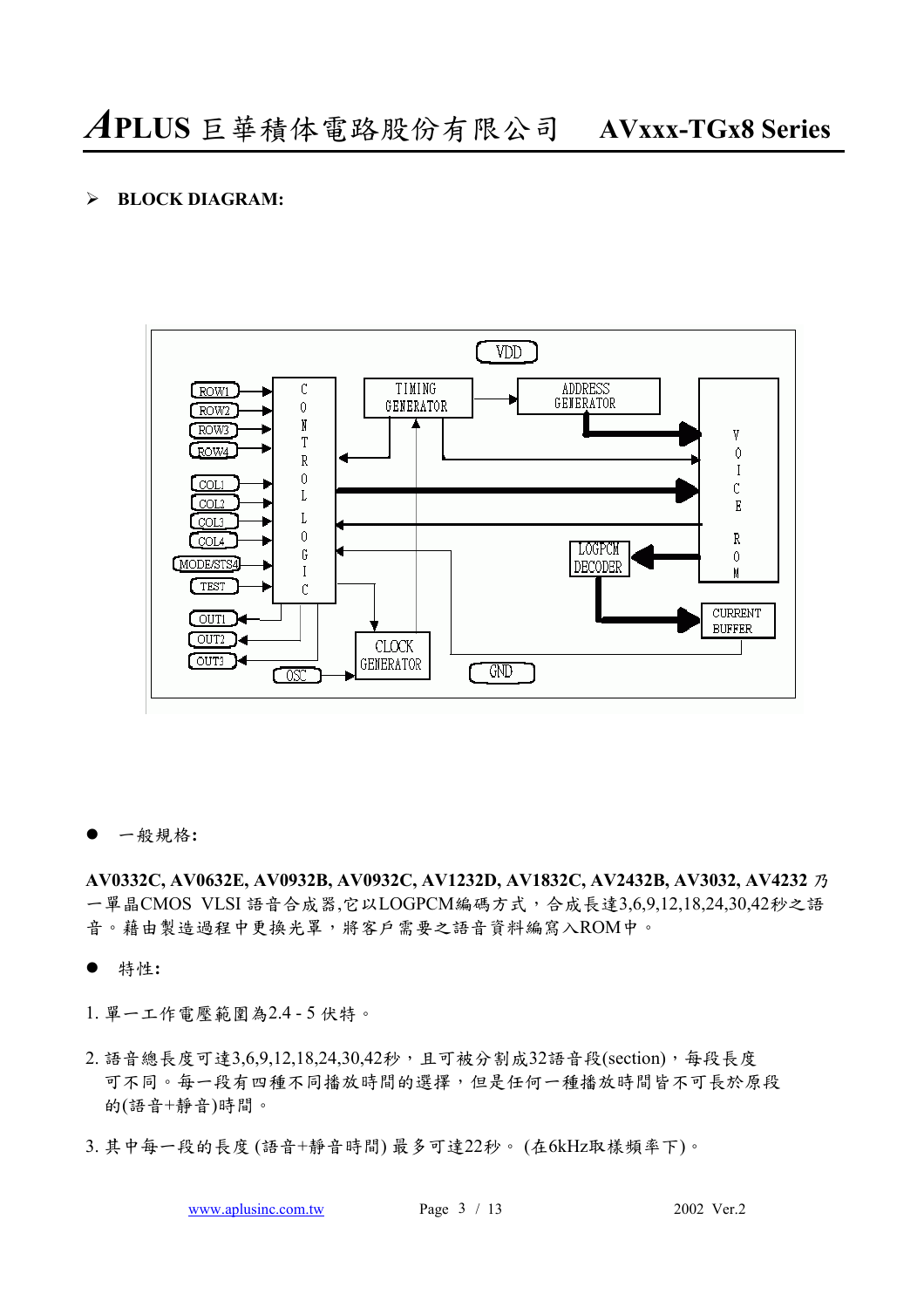- **BLOCK DIAGRAM:**

- 一般規格:

**AV0332C, AV0632E, AV0932B, AV0932C, AV1232D, AV1832C, AV2432B, AV3032, AV4232** 乃一單晶CMOS VLSI 語音合成器,它以LOGPCM編碼方式，合成長達3,6,9,12,18,24,30,42秒之語音。藉由製造過程中更換光罩，將客戶需要之語音資料編寫入ROM中。

- 特性:

1. 單一工作電壓範圍為2.4 - 5 伏特。
2. 語音總長度可達3,6,9,12,18,24,30,42秒，且可被分割成32語音段(section)，每段長度可不同。每一段有四種不同播放時間的選擇，但是任何一種播放時間皆不可長於原段的(語音+靜音)時間。
3. 其中每一段的長度 (語音+靜音時間) 最多可達22秒。 (在6kHz取樣頻率下)。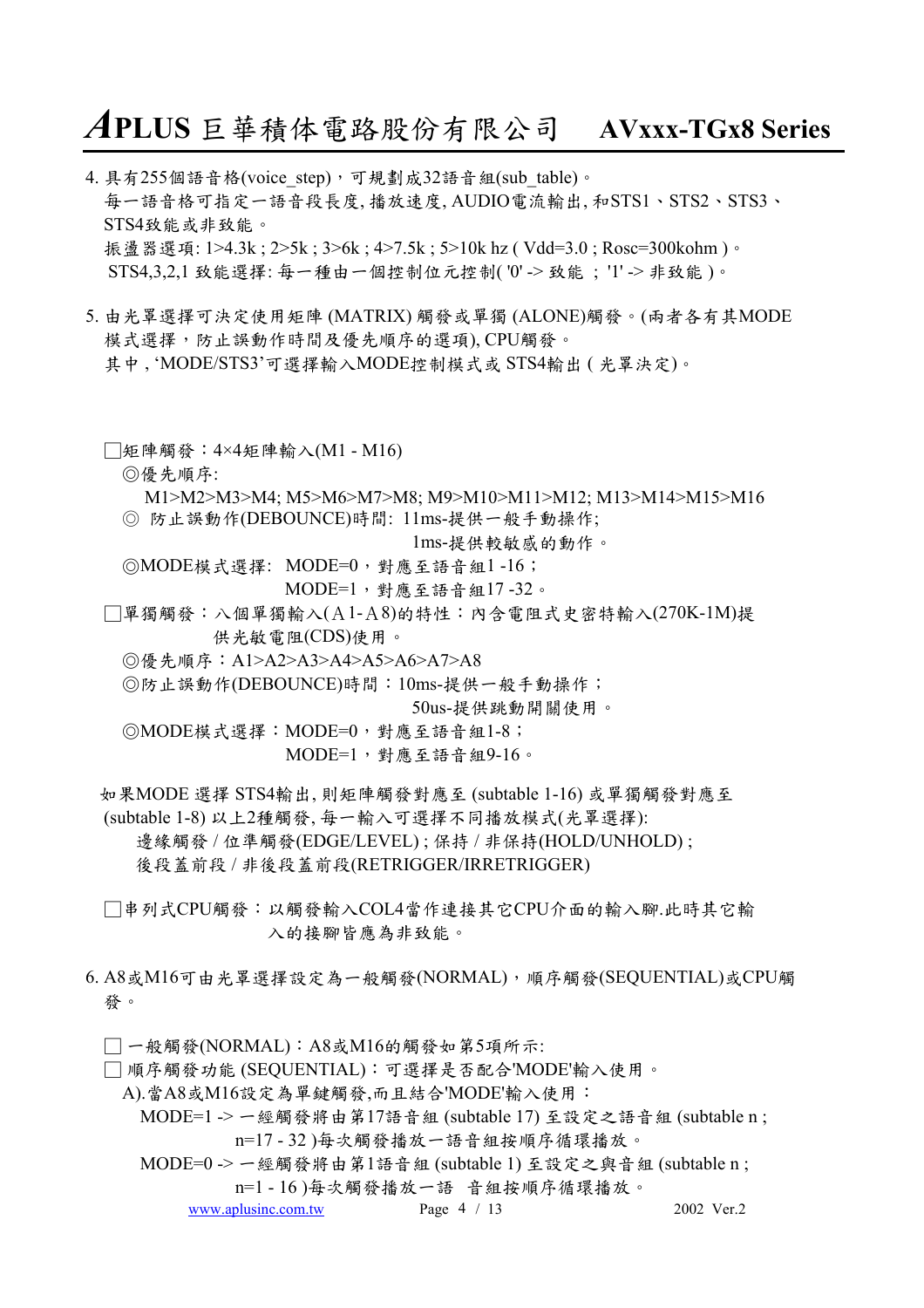4. 具有255個語音格(voice_step)，可規劃成32語音組(sub_table)。
   每一語音格可指定一語音段長度, 播放速度, AUDIO電流輸出, 和STS1、STS2、STS3、STS4致能或非致能。
   振盪器選項: 1>4.3k ; 2>5k ; 3>6k ; 4>7.5k ; 5>10k hz ( Vdd=3.0 ; Rosc=300kohm )。
   STS4,3,2,1 致能選擇: 每一種由一個控制位元控制( '0' -> 致能 ； '1' -> 非致能 )。

5. 由光罩選擇可決定使用矩陣 (MATRIX) 觸發或單獨 (ALONE)觸發。(兩者各有其MODE模式選擇，防止誤動作時間及優先順序的選項), CPU觸發。
   其中, 'MODE/STS3'可選擇輸入MODE控制模式或 STS4輸出 ( 光罩決定)。

   □矩陣觸發：4×4矩陣輸入(M1 - M16)
   ◎優先順序:
   M1>M2>M3>M4; M5>M6>M7>M8; M9>M10>M11>M12; M13>M14>M15>M16
   ◎ 防止誤動作(DEBOUNCE)時間: 11ms-提供一般手動操作;
   1ms-提供較敏感的動作。
   ◎MODE模式選擇: MODE=0，對應至語音組1 -16；
   MODE=1，對應至語音組17 -32。

   □單獨觸發：八個單獨輸入(A1-A8)的特性：內含電阻式史密特輸入(270K-1M)提供光敏電阻(CDS)使用。
   ◎優先順序：A1>A2>A3>A4>A5>A6>A7>A8
   ◎防止誤動作(DEBOUNCE)時間：10ms-提供一般手動操作；
   50us-提供跳動開關使用。
   ◎MODE模式選擇：MODE=0，對應至語音組1-8；
   MODE=1，對應至語音組9-16。

   如果MODE 選擇 STS4輸出, 則矩陣觸發對應至 (subtable 1-16) 或單獨觸發對應至 (subtable 1-8) 以上2種觸發, 每一輸入可選擇不同播放模式(光罩選擇):
   邊緣觸發 / 位準觸發(EDGE/LEVEL) ; 保持 / 非保持(HOLD/UNHOLD) ;
   後段蓋前段 / 非後段蓋前段(RETRIGGER/IRRETRIGGER)

   □串列式CPU觸發：以觸發輸入COL4當作連接其它CPU介面的輸入腳.此時其它輸入的接腳皆應為非致能。

6. A8或M16可由光罩選擇設定為一般觸發(NORMAL)，順序觸發(SEQUENTIAL)或CPU觸發。

   □ 一般觸發(NORMAL)：A8或M16的觸發如第5項所示:
   □ 順序觸發功能 (SEQUENTIAL)：可選擇是否配合'MODE'輸入使用。
   A).當A8或M16設定為單鍵觸發,而且結合'MODE'輸入使用：
   MODE=1 -> 一經觸發將由第17語音組 (subtable 17) 至設定之語音組 (subtable n ; n=17 - 32 )每次觸發播放一語音組按順序循環播放。
   MODE=0 -> 一經觸發將由第1語音組 (subtable 1) 至設定之與音組 (subtable n ; n=1 - 16 )每次觸發播放一語 音組按順序循環播放。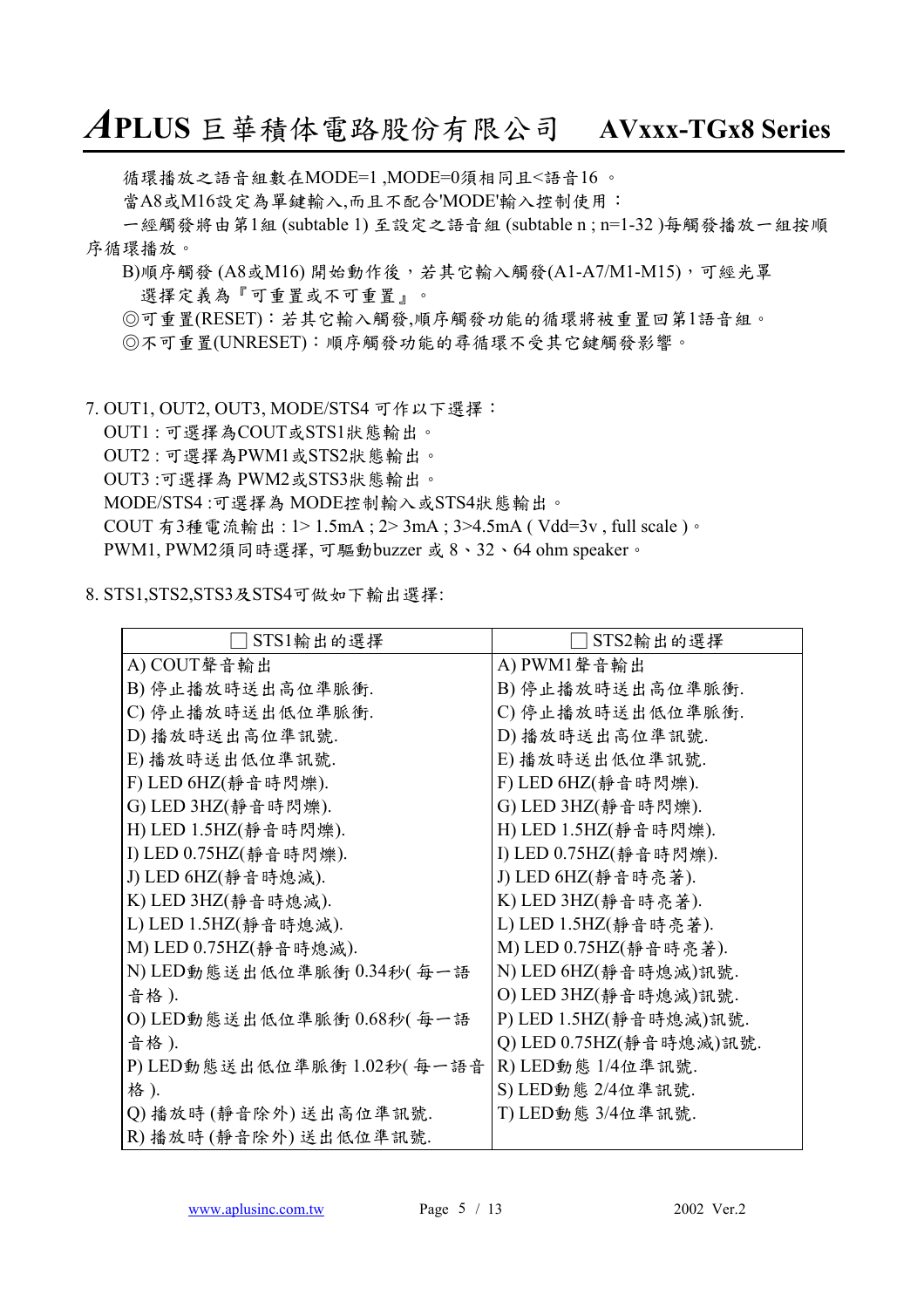循環播放之語音組數在MODE=1 ,MODE=0須相同且<語音16 。

當A8或M16設定為單鍵輸入,而且不配合'MODE'輸入控制使用：

一經觸發將由第1組 (subtable 1) 至設定之語音組 (subtable n ; n=1-32 )每觸發播放一組按順序循環播放。

B)順序觸發 (A8或M16) 開始動作後，若其它輸入觸發(A1-A7/M1-M15)，可經光罩選擇定義為『可重置或不可重置』。

◎可重置(RESET)：若其它輸入觸發,順序觸發功能的循環將被重置回第1語音組。

◎不可重置(UNRESET)：順序觸發功能的尋循環不受其它鍵觸發影響。

7. OUT1, OUT2, OUT3, MODE/STS4 可作以下選擇：

OUT1 : 可選擇為COUT或STS1狀態輸出。

OUT2 : 可選擇為PWM1或STS2狀態輸出。

OUT3 :可選擇為 PWM2或STS3狀態輸出。

MODE/STS4 :可選擇為 MODE控制輸入或STS4狀態輸出。

COUT 有3種電流輸出 : 1> 1.5mA ; 2> 3mA ; 3>4.5mA ( Vdd=3v , full scale )。

PWM1, PWM2須同時選擇, 可驅動buzzer 或 8、32、64 ohm speaker。

8. STS1,STS2,STS3及STS4可做如下輸出選擇:

| □ STS1輸出的選擇 | □ STS2輸出的選擇 |
|---|---|
| A) COUT聲音輸出 | A) PWM1聲音輸出 |
| B) 停止播放時送出高位準脈衝. | B) 停止播放時送出高位準脈衝. |
| C) 停止播放時送出低位準脈衝. | C) 停止播放時送出低位準脈衝. |
| D) 播放時送出高位準訊號. | D) 播放時送出高位準訊號. |
| E) 播放時送出低位準訊號. | E) 播放時送出低位準訊號. |
| F) LED 6HZ(靜音時閃爍). | F) LED 6HZ(靜音時閃爍). |
| G) LED 3HZ(靜音時閃爍). | G) LED 3HZ(靜音時閃爍). |
| H) LED 1.5HZ(靜音時閃爍). | H) LED 1.5HZ(靜音時閃爍). |
| I) LED 0.75HZ(靜音時閃爍). | I) LED 0.75HZ(靜音時閃爍). |
| J) LED 6HZ(靜音時熄滅). | J) LED 6HZ(靜音時亮著). |
| K) LED 3HZ(靜音時熄滅). | K) LED 3HZ(靜音時亮著). |
| L) LED 1.5HZ(靜音時熄滅). | L) LED 1.5HZ(靜音時亮著). |
| M) LED 0.75HZ(靜音時熄滅). | M) LED 0.75HZ(靜音時亮著). |
| N) LED動態送出低位準脈衝 0.34秒( 每一語音格 ). | N) LED 6HZ(靜音時熄滅)訊號. |
| O) LED動態送出低位準脈衝 0.68秒( 每一語音格 ). | O) LED 3HZ(靜音時熄滅)訊號. |
| P) LED動態送出低位準脈衝 1.02秒( 每一語音格 ). | P) LED 1.5HZ(靜音時熄滅)訊號. |
| Q) 播放時 (靜音除外) 送出高位準訊號. | Q) LED 0.75HZ(靜音時熄滅)訊號. |
| R) 播放時 (靜音除外) 送出低位準訊號. | R) LED動態 1/4位準訊號. |
| | S) LED動態 2/4位準訊號. |
| | T) LED動態 3/4位準訊號. |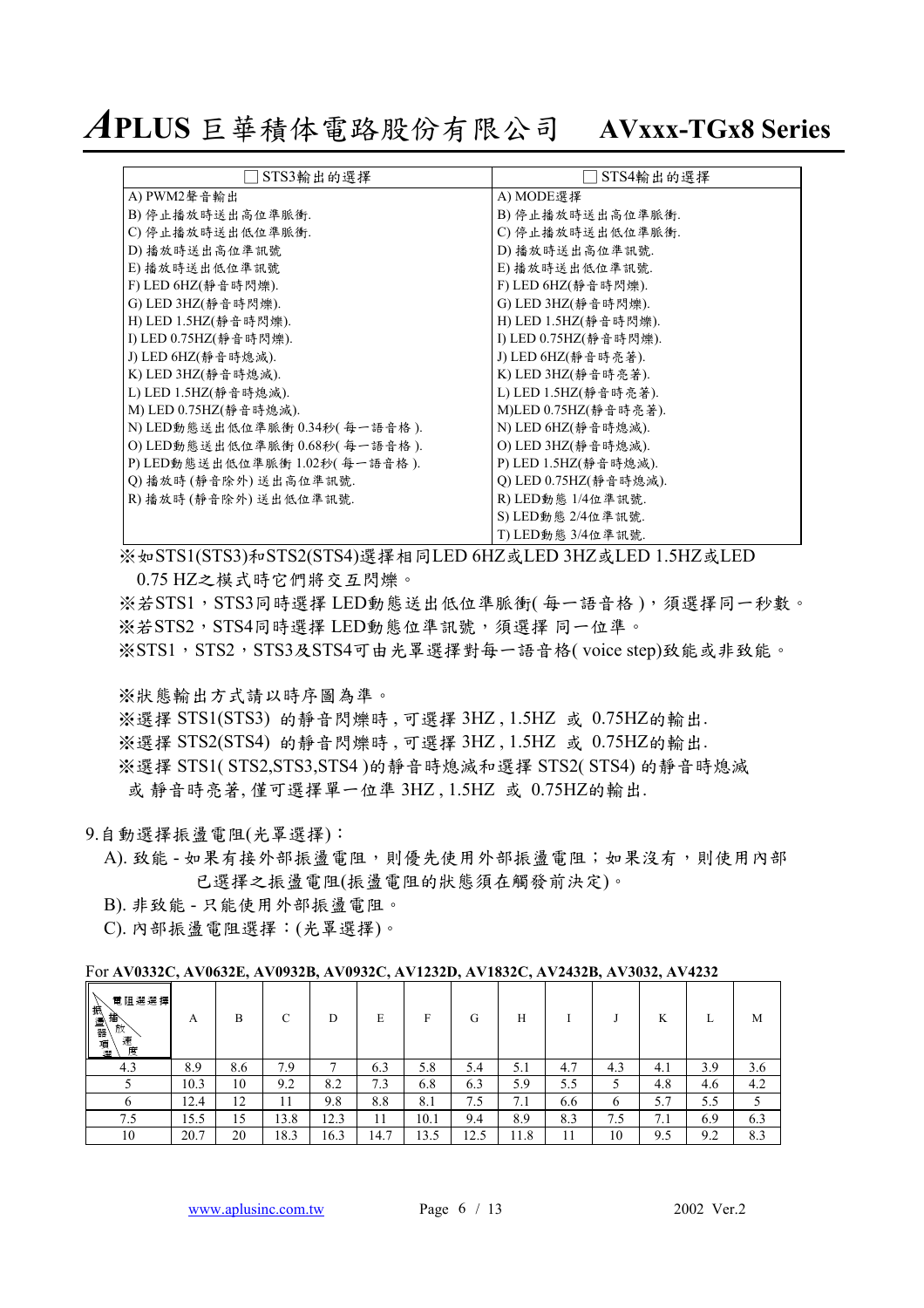| □ STS3輸出的選擇 | □ STS4輸出的選擇 |
|---|---|
| A) PWM2聲音輸出 | A) MODE選擇 |
| B) 停止播放時送出高位準脈衝. | B) 停止播放時送出高位準脈衝. |
| C) 停止播放時送出低位準脈衝. | C) 停止播放時送出低位準脈衝. |
| D) 播放時送出高位準訊號 | D) 播放時送出高位準訊號. |
| E) 播放時送出低位準訊號 | E) 播放時送出低位準訊號. |
| F) LED 6HZ(靜音時閃爍). | F) LED 6HZ(靜音時閃爍). |
| G) LED 3HZ(靜音時閃爍). | G) LED 3HZ(靜音時閃爍). |
| H) LED 1.5HZ(靜音時閃爍). | H) LED 1.5HZ(靜音時閃爍). |
| I) LED 0.75HZ(靜音時閃爍). | I) LED 0.75HZ(靜音時閃爍). |
| J) LED 6HZ(靜音時熄滅). | J) LED 6HZ(靜音時亮著). |
| K) LED 3HZ(靜音時熄滅). | K) LED 3HZ(靜音時亮著). |
| L) LED 1.5HZ(靜音時熄滅). | L) LED 1.5HZ(靜音時亮著). |
| M) LED 0.75HZ(靜音時熄滅). | M)LED 0.75HZ(靜音時亮著). |
| N) LED動態送出低位準脈衝 0.34秒( 每一語音格 ). | N) LED 6HZ(靜音時熄滅). |
| O) LED動態送出低位準脈衝 0.68秒( 每一語音格 ). | O) LED 3HZ(靜音時熄滅). |
| P) LED動態送出低位準脈衝 1.02秒( 每一語音格 ). | P) LED 1.5HZ(靜音時熄滅). |
| Q) 播放時 (靜音除外) 送出高位準訊號. | Q) LED 0.75HZ(靜音時熄滅). |
| R) 播放時 (靜音除外) 送出低位準訊號. | R) LED動態 1/4位準訊號. |
| | S) LED動態 2/4位準訊號. |
| | T) LED動態 3/4位準訊號. |

※如STS1(STS3)和STS2(STS4)選擇相同LED 6HZ或LED 3HZ或LED 1.5HZ或LED 0.75 HZ之模式時它們將交互閃爍。

※若STS1，STS3同時選擇 LED動態送出低位準脈衝( 每一語音格 )，須選擇同一秒數。

※若STS2，STS4同時選擇 LED動態位準訊號，須選擇 同一位準。

※STS1，STS2，STS3及STS4可由光罩選擇對每一語音格( voice step)致能或非致能。

※狀態輸出方式請以時序圖為準。

※選擇 STS1(STS3) 的靜音閃爍時 , 可選擇 3HZ , 1.5HZ 或 0.75HZ的輸出.

※選擇 STS2(STS4) 的靜音閃爍時 , 可選擇 3HZ , 1.5HZ 或 0.75HZ的輸出.

※選擇 STS1( STS2,STS3,STS4 )的靜音時熄滅和選擇 STS2( STS4) 的靜音時熄滅 或 靜音時亮著, 僅可選擇單一位準 3HZ , 1.5HZ 或 0.75HZ的輸出.

9.自動選擇振盪電阻(光罩選擇)：

A). 致能 - 如果有接外部振盪電阻，則優先使用外部振盪電阻；如果沒有，則使用內部已選擇之振盪電阻(振盪電阻的狀態須在觸發前決定)。

B). 非致能 - 只能使用外部振盪電阻。

C). 內部振盪電阻選擇：(光罩選擇)。

For **AV0332C, AV0632E, AV0932B, AV0932C, AV1232D, AV1832C, AV2432B, AV3032, AV4232**

| 電阻選擇 / 振盪器 播放速度 | A | B | C | D | E | F | G | H | I | J | K | L | M |
|---|---|---|---|---|---|---|---|---|---|---|---|---|---|
| 4.3 | 8.9 | 8.6 | 7.9 | 7 | 6.3 | 5.8 | 5.4 | 5.1 | 4.7 | 4.3 | 4.1 | 3.9 | 3.6 |
| 5 | 10.3 | 10 | 9.2 | 8.2 | 7.3 | 6.8 | 6.3 | 5.9 | 5.5 | 5 | 4.8 | 4.6 | 4.2 |
| 6 | 12.4 | 12 | 11 | 9.8 | 8.8 | 8.1 | 7.5 | 7.1 | 6.6 | 6 | 5.7 | 5.5 | 5 |
| 7.5 | 15.5 | 15 | 13.8 | 12.3 | 11 | 10.1 | 9.4 | 8.9 | 8.3 | 7.5 | 7.1 | 6.9 | 6.3 |
| 10 | 20.7 | 20 | 18.3 | 16.3 | 14.7 | 13.5 | 12.5 | 11.8 | 11 | 10 | 9.5 | 9.2 | 8.3 |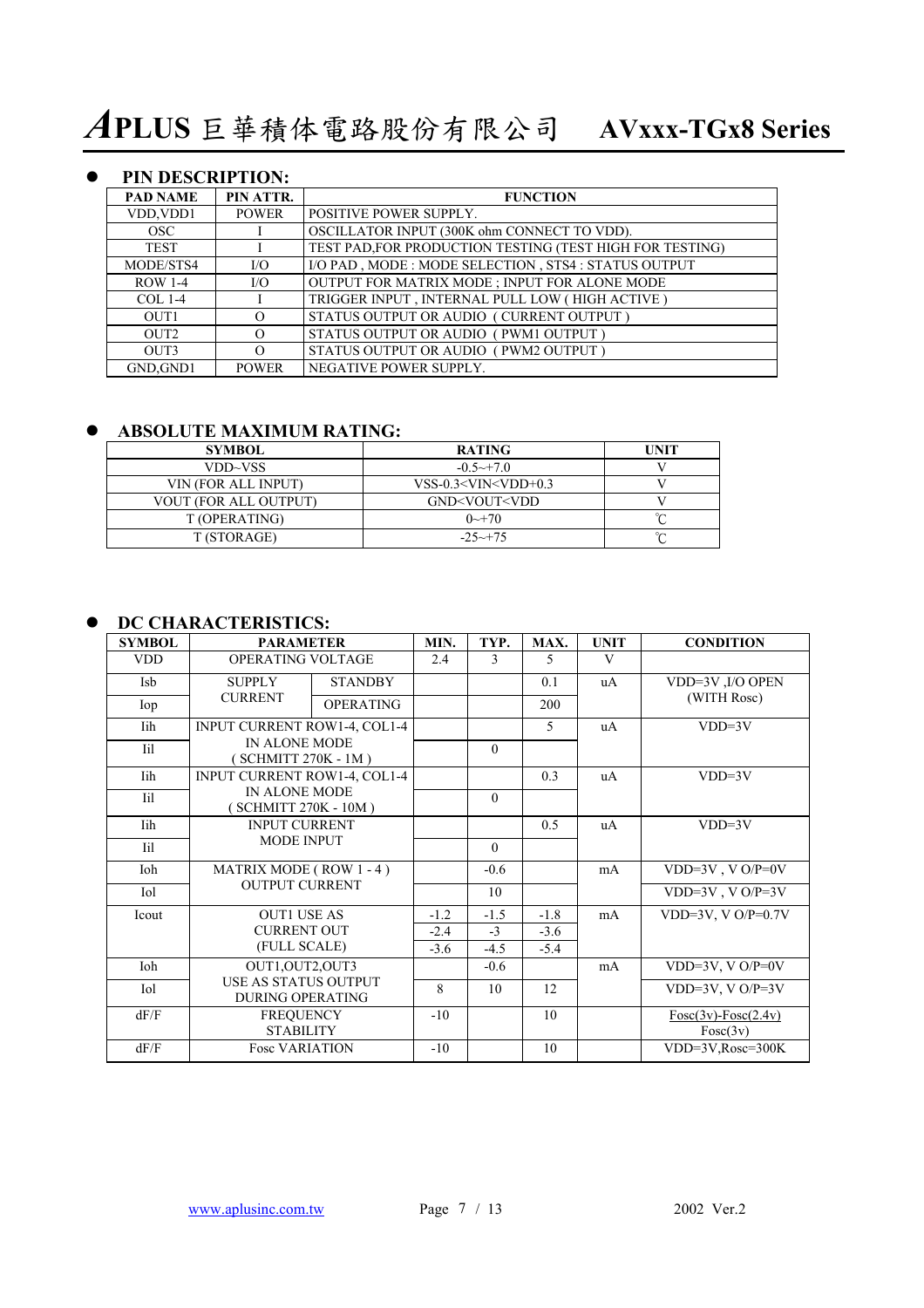## PIN DESCRIPTION:

| PAD NAME | PIN ATTR. | FUNCTION |
|---|---|---|
| VDD,VDD1 | POWER | POSITIVE POWER SUPPLY. |
| OSC | I | OSCILLATOR INPUT (300K ohm CONNECT TO VDD). |
| TEST | I | TEST PAD,FOR PRODUCTION TESTING (TEST HIGH FOR TESTING) |
| MODE/STS4 | I/O | I/O PAD , MODE : MODE SELECTION , STS4 : STATUS OUTPUT |
| ROW 1-4 | I/O | OUTPUT FOR MATRIX MODE ; INPUT FOR ALONE MODE |
| COL 1-4 | I | TRIGGER INPUT , INTERNAL PULL LOW ( HIGH ACTIVE ) |
| OUT1 | O | STATUS OUTPUT OR AUDIO ( CURRENT OUTPUT ) |
| OUT2 | O | STATUS OUTPUT OR AUDIO ( PWM1 OUTPUT ) |
| OUT3 | O | STATUS OUTPUT OR AUDIO ( PWM2 OUTPUT ) |
| GND,GND1 | POWER | NEGATIVE POWER SUPPLY. |

## ABSOLUTE MAXIMUM RATING:

| SYMBOL | RATING | UNIT |
|---|---|---|
| VDD~VSS | -0.5~+7.0 | V |
| VIN (FOR ALL INPUT) | VSS-0.3<VIN<VDD+0.3 | V |
| VOUT (FOR ALL OUTPUT) | GND<VOUT<VDD | V |
| T (OPERATING) | 0~+70 | ℃ |
| T (STORAGE) | -25~+75 | ℃ |

## DC CHARACTERISTICS:

| SYMBOL | PARAMETER | | MIN. | TYP. | MAX. | UNIT | CONDITION |
|---|---|---|---|---|---|---|---|
| VDD | OPERATING VOLTAGE | | 2.4 | 3 | 5 | V | |
| Isb | SUPPLY CURRENT | STANDBY | | | 0.1 | uA | VDD=3V ,I/O OPEN (WITH Rosc) |
| Iop | | OPERATING | | | 200 | | |
| Iih | INPUT CURRENT ROW1-4, COL1-4 IN ALONE MODE ( SCHMITT 270K - 1M ) | | | | 5 | uA | VDD=3V |
| Iil | | | | 0 | | | |
| Iih | INPUT CURRENT ROW1-4, COL1-4 IN ALONE MODE ( SCHMITT 270K - 10M ) | | | | 0.3 | uA | VDD=3V |
| Iil | | | | 0 | | | |
| Iih | INPUT CURRENT MODE INPUT | | | | 0.5 | uA | VDD=3V |
| Iil | | | | 0 | | | |
| Ioh | MATRIX MODE ( ROW 1 - 4 ) OUTPUT CURRENT | | | -0.6 | | mA | VDD=3V , V O/P=0V |
| Iol | | | | 10 | | | VDD=3V , V O/P=3V |
| Icout | OUT1 USE AS CURRENT OUT (FULL SCALE) | | -1.2<br>-2.4<br>-3.6 | -1.5<br>-3<br>-4.5 | -1.8<br>-3.6<br>-5.4 | mA | VDD=3V, V O/P=0.7V |
| Ioh | OUT1,OUT2,OUT3 USE AS STATUS OUTPUT DURING OPERATING | | | -0.6 | | mA | VDD=3V, V O/P=0V |
| Iol | | | 8 | 10 | 12 | | VDD=3V, V O/P=3V |
| dF/F | FREQUENCY STABILITY | | -10 | | 10 | | $\frac{Fosc(3v)-Fosc(2.4v)}{Fosc(3v)}$ |
| dF/F | Fosc VARIATION | | -10 | | 10 | | VDD=3V,Rosc=300K |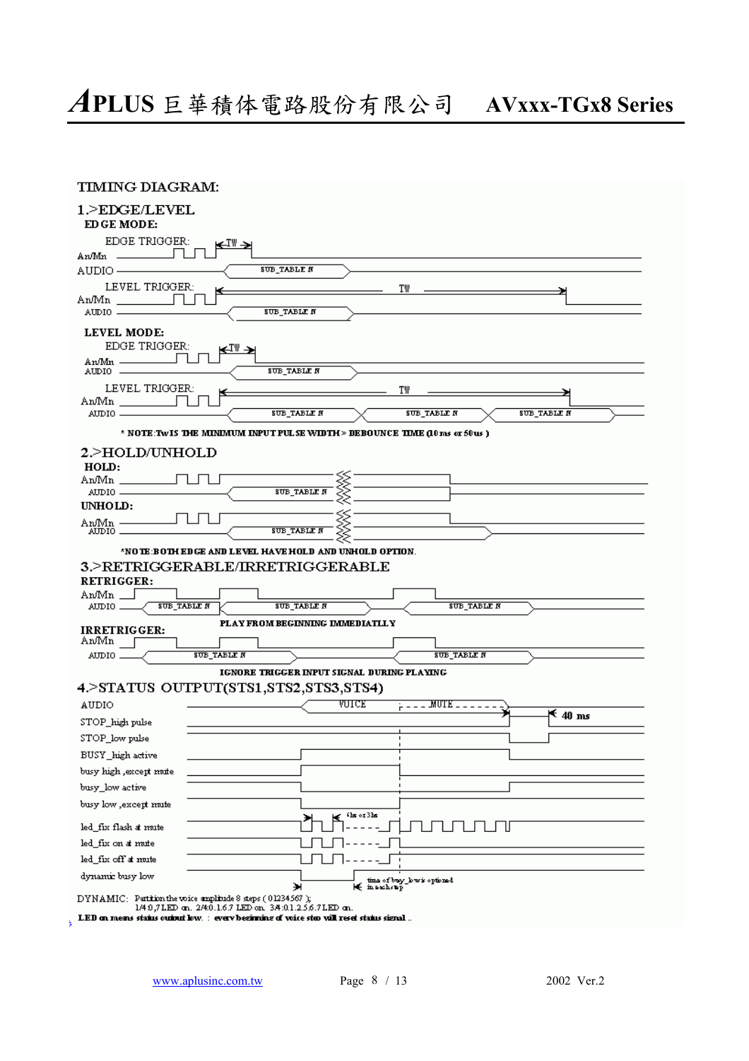TIMING DIAGRAM:

1.>EDGE/LEVEL

**EDGE MODE:**

EDGE TRIGGER: TW

An/Mn

AUDIO SUB_TABLE N

LEVEL TRIGGER: TW

An/Mn

AUDIO SUB_TABLE N

**LEVEL MODE:**

EDGE TRIGGER: TW

An/Mn

AUDIO SUB_TABLE N

LEVEL TRIGGER: TW

An/Mn

AUDIO SUB_TABLE N SUB_TABLE N SUB_TABLE N

**\* NOTE:Tw IS THE MINIMUM INPUT PULSE WIDTH > DEBOUNCE TIME (10ms or 50us )**

2.>HOLD/UNHOLD

**HOLD:**

An/Mn

AUDIO SUB_TABLE N

**UNHOLD:**

An/Mn

AUDIO SUB_TABLE N

**\*NOTE:BOTH EDGE AND LEVEL HAVE HOLD AND UNHOLD OPTION.**

3.>RETRIGGERABLE/IRRETRIGGERABLE

**RETRIGGER:**

An/Mn

AUDIO SUB_TABLE N SUB_TABLE N SUB_TABLE N

**PLAY FROM BEGINNING IMMEDIATLLY**

**IRRETRIGGER:**

An/Mn

AUDIO SUB_TABLE N SUB_TABLE N

**IGNORE TRIGGER INPUT SIGNAL DURING PLAYING**

4.>STATUS OUTPUT(STS1,STS2,STS3,STS4)

AUDIO VOICE MUTE

STOP_high pulse 40 ms

STOP_low pulse

BUSY_high active

busy high ,except mute

busy_low active

busy low ,except mute

led_fix flash at mute 6hz or 3hz

led_fix on at mute

led_fix off at mute

dynamic busy low time of busy_low is optional in each step

DYNAMIC: Partition the voice amplitude 8 steps ( 01234567 );
1/4:0,7 LED on. 2/4:0.1.6.7 LED on. 3/4:0.1.2.5.6.7 LED on.

**LED on means status output low. : every beginning of voice step will reset status signal .**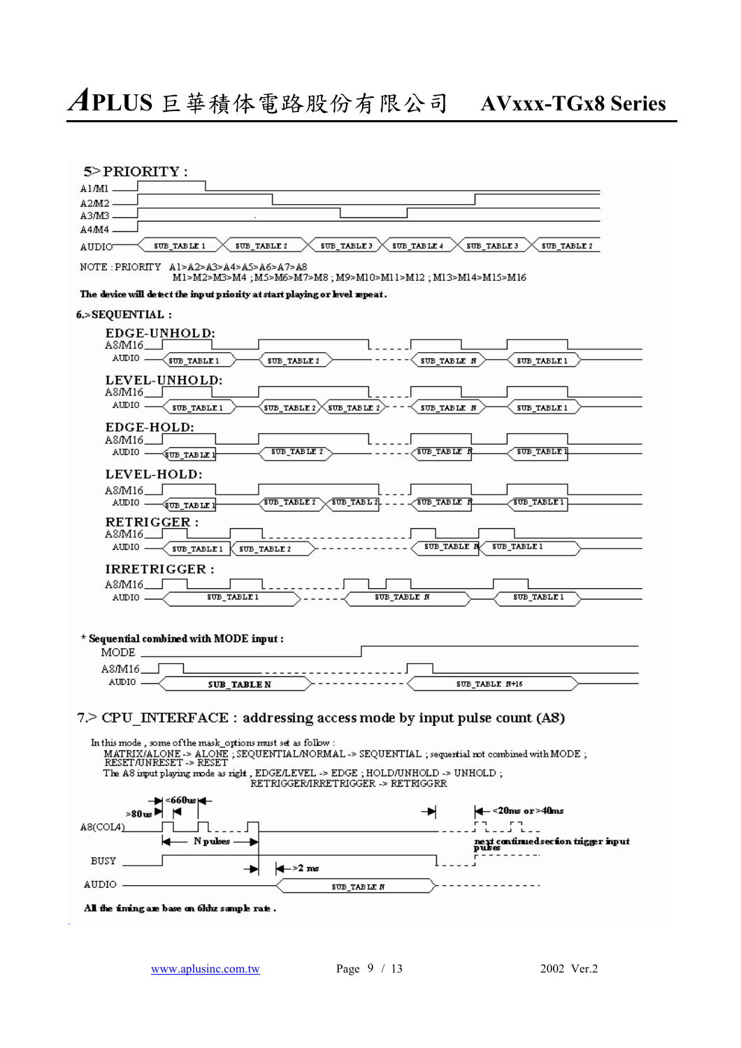5> PRIORITY :

NOTE : PRIORITY A1>A2>A3>A4>A5>A6>A7>A8
M1>M2>M3>M4 ; M5>M6>M7>M8 ; M9>M10>M11>M12 ; M13>M14>M15>M16

**The device will detect the input priority at start playing or level repeat.**

6.> SEQUENTIAL :

EDGE-UNHOLD:

LEVEL-UNHOLD:

EDGE-HOLD:

LEVEL-HOLD:

RETRIGGER :

IRRETRIGGER :

**\* Sequential combined with MODE input :**

7.> CPU_INTERFACE : addressing access mode by input pulse count (A8)

In this mode , some of the mask_options must set as follow :
MATRIX/ALONE -> ALONE ; SEQUENTIAL/NORMAL -> SEQUENTIAL ; sequential not combined with MODE ;
RESET/UNRESET -> RESET
The A8 input playing mode as right , EDGE/LEVEL -> EDGE ; HOLD/UNHOLD -> UNHOLD ;
RETRIGGER/IRRETRIGGER -> RETRIGGR

**All the timing are base on 6khz sample rate .**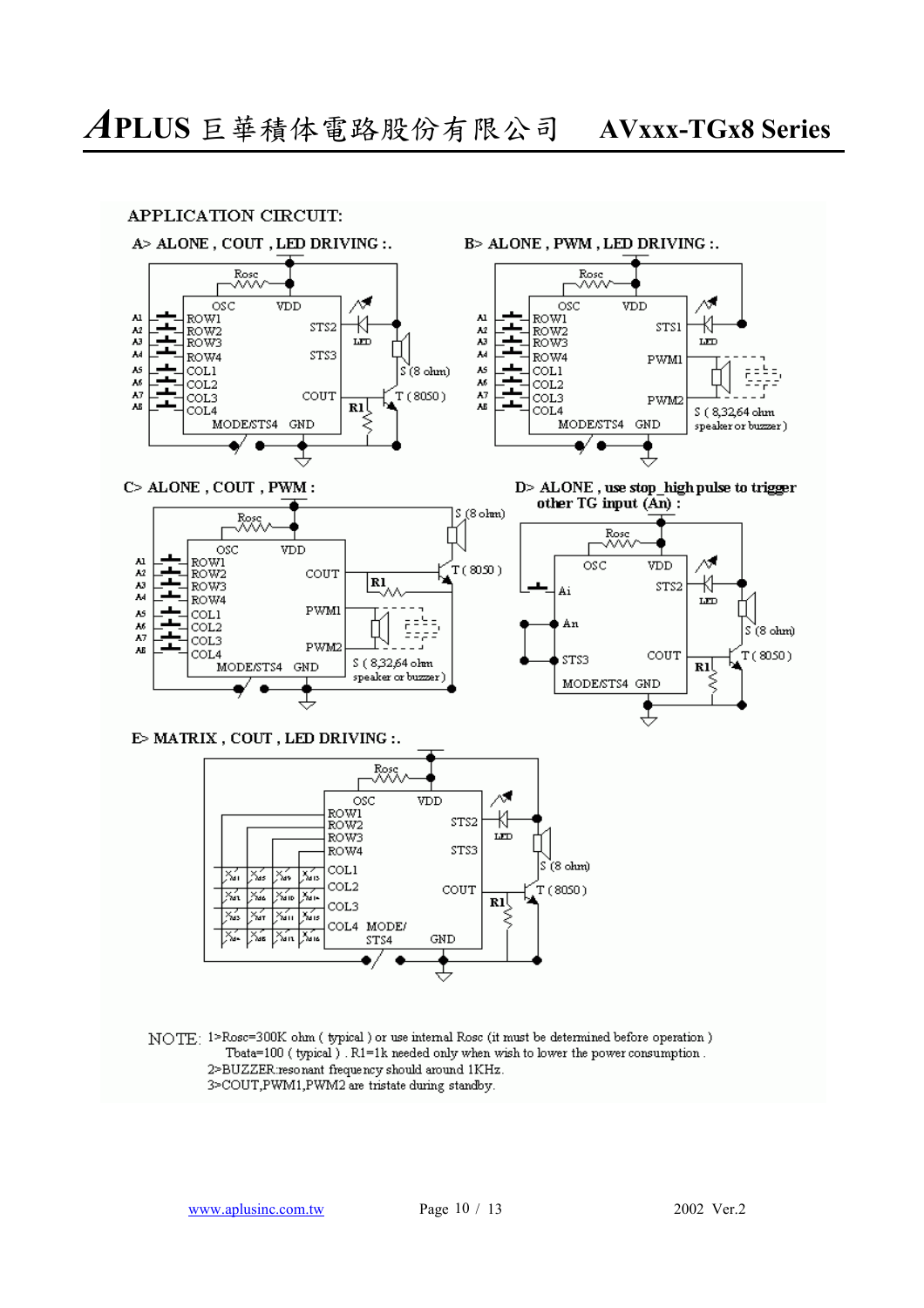APPLICATION CIRCUIT:

A> ALONE , COUT , LED DRIVING :.

B> ALONE , PWM , LED DRIVING :.

C> ALONE , COUT , PWM :

D> ALONE , use stop_high pulse to trigger other TG input (An) :

E> MATRIX , COUT , LED DRIVING :.

NOTE: 1>Rosc=300K ohm ( typical ) or use internal Rosc (it must be determined before operation )
Tbata=100 ( typical ) . R1=1k needed only when wish to lower the power consumption .
2>BUZZER resonant frequency should around 1KHz.
3>COUT,PWM1,PWM2 are tristate during standby.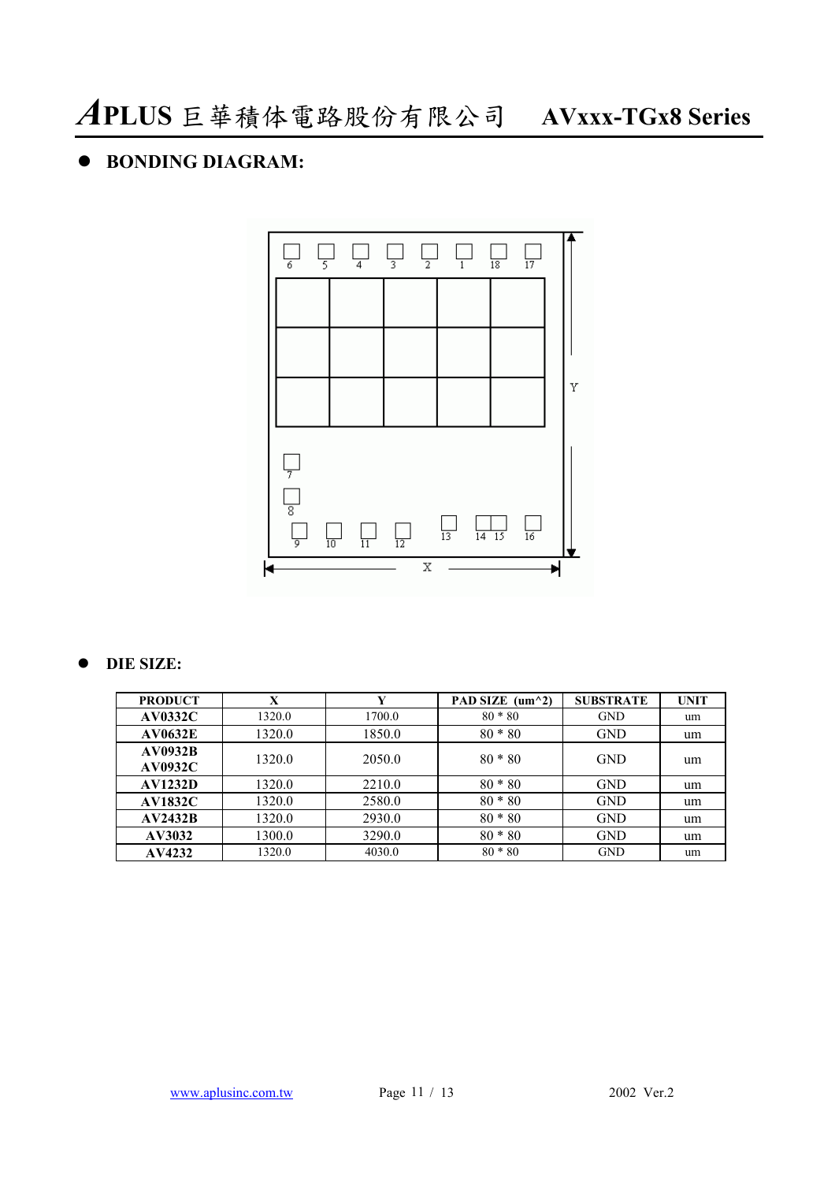- **BONDING DIAGRAM:**

- **DIE SIZE:**

| PRODUCT | X | Y | PAD SIZE (um^2) | SUBSTRATE | UNIT |
|---|---|---|---|---|---|
| **AV0332C** | 1320.0 | 1700.0 | 80 * 80 | GND | um |
| **AV0632E** | 1320.0 | 1850.0 | 80 * 80 | GND | um |
| **AV0932B AV0932C** | 1320.0 | 2050.0 | 80 * 80 | GND | um |
| **AV1232D** | 1320.0 | 2210.0 | 80 * 80 | GND | um |
| **AV1832C** | 1320.0 | 2580.0 | 80 * 80 | GND | um |
| **AV2432B** | 1320.0 | 2930.0 | 80 * 80 | GND | um |
| **AV3032** | 1300.0 | 3290.0 | 80 * 80 | GND | um |
| **AV4232** | 1320.0 | 4030.0 | 80 * 80 | GND | um |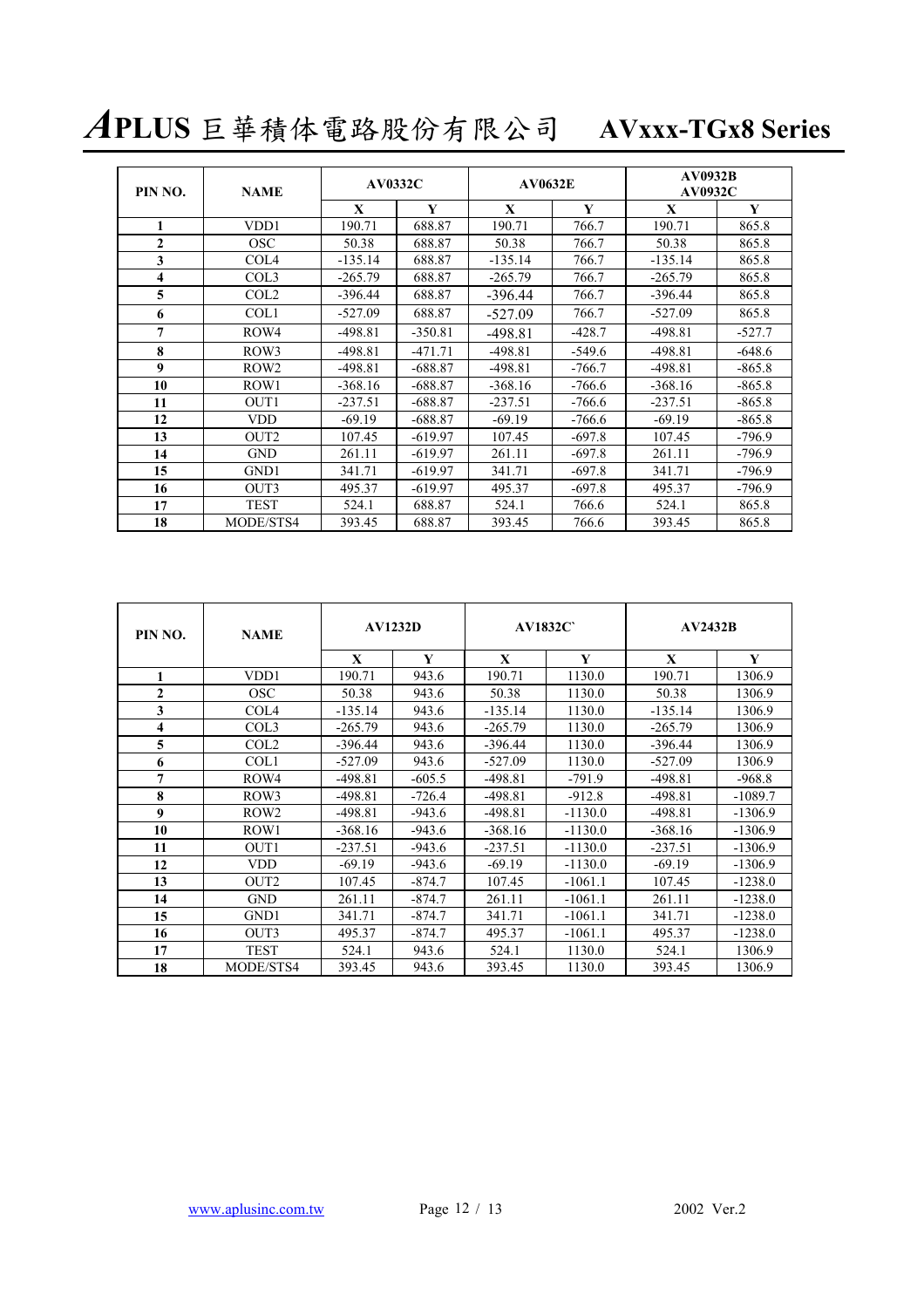| PIN NO. | NAME | AV0332C | | AV0632E | | AV0932B AV0932C | |
|---|---|---|---|---|---|---|---|
| | | X | Y | X | Y | X | Y |
| 1 | VDD1 | 190.71 | 688.87 | 190.71 | 766.7 | 190.71 | 865.8 |
| 2 | OSC | 50.38 | 688.87 | 50.38 | 766.7 | 50.38 | 865.8 |
| 3 | COL4 | -135.14 | 688.87 | -135.14 | 766.7 | -135.14 | 865.8 |
| 4 | COL3 | -265.79 | 688.87 | -265.79 | 766.7 | -265.79 | 865.8 |
| 5 | COL2 | -396.44 | 688.87 | -396.44 | 766.7 | -396.44 | 865.8 |
| 6 | COL1 | -527.09 | 688.87 | -527.09 | 766.7 | -527.09 | 865.8 |
| 7 | ROW4 | -498.81 | -350.81 | -498.81 | -428.7 | -498.81 | -527.7 |
| 8 | ROW3 | -498.81 | -471.71 | -498.81 | -549.6 | -498.81 | -648.6 |
| 9 | ROW2 | -498.81 | -688.87 | -498.81 | -766.7 | -498.81 | -865.8 |
| 10 | ROW1 | -368.16 | -688.87 | -368.16 | -766.6 | -368.16 | -865.8 |
| 11 | OUT1 | -237.51 | -688.87 | -237.51 | -766.6 | -237.51 | -865.8 |
| 12 | VDD | -69.19 | -688.87 | -69.19 | -766.6 | -69.19 | -865.8 |
| 13 | OUT2 | 107.45 | -619.97 | 107.45 | -697.8 | 107.45 | -796.9 |
| 14 | GND | 261.11 | -619.97 | 261.11 | -697.8 | 261.11 | -796.9 |
| 15 | GND1 | 341.71 | -619.97 | 341.71 | -697.8 | 341.71 | -796.9 |
| 16 | OUT3 | 495.37 | -619.97 | 495.37 | -697.8 | 495.37 | -796.9 |
| 17 | TEST | 524.1 | 688.87 | 524.1 | 766.6 | 524.1 | 865.8 |
| 18 | MODE/STS4 | 393.45 | 688.87 | 393.45 | 766.6 | 393.45 | 865.8 |

| PIN NO. | NAME | AV1232D | | AV1832C` | | AV2432B | |
|---|---|---|---|---|---|---|---|
| | | X | Y | X | Y | X | Y |
| 1 | VDD1 | 190.71 | 943.6 | 190.71 | 1130.0 | 190.71 | 1306.9 |
| 2 | OSC | 50.38 | 943.6 | 50.38 | 1130.0 | 50.38 | 1306.9 |
| 3 | COL4 | -135.14 | 943.6 | -135.14 | 1130.0 | -135.14 | 1306.9 |
| 4 | COL3 | -265.79 | 943.6 | -265.79 | 1130.0 | -265.79 | 1306.9 |
| 5 | COL2 | -396.44 | 943.6 | -396.44 | 1130.0 | -396.44 | 1306.9 |
| 6 | COL1 | -527.09 | 943.6 | -527.09 | 1130.0 | -527.09 | 1306.9 |
| 7 | ROW4 | -498.81 | -605.5 | -498.81 | -791.9 | -498.81 | -968.8 |
| 8 | ROW3 | -498.81 | -726.4 | -498.81 | -912.8 | -498.81 | -1089.7 |
| 9 | ROW2 | -498.81 | -943.6 | -498.81 | -1130.0 | -498.81 | -1306.9 |
| 10 | ROW1 | -368.16 | -943.6 | -368.16 | -1130.0 | -368.16 | -1306.9 |
| 11 | OUT1 | -237.51 | -943.6 | -237.51 | -1130.0 | -237.51 | -1306.9 |
| 12 | VDD | -69.19 | -943.6 | -69.19 | -1130.0 | -69.19 | -1306.9 |
| 13 | OUT2 | 107.45 | -874.7 | 107.45 | -1061.1 | 107.45 | -1238.0 |
| 14 | GND | 261.11 | -874.7 | 261.11 | -1061.1 | 261.11 | -1238.0 |
| 15 | GND1 | 341.71 | -874.7 | 341.71 | -1061.1 | 341.71 | -1238.0 |
| 16 | OUT3 | 495.37 | -874.7 | 495.37 | -1061.1 | 495.37 | -1238.0 |
| 17 | TEST | 524.1 | 943.6 | 524.1 | 1130.0 | 524.1 | 1306.9 |
| 18 | MODE/STS4 | 393.45 | 943.6 | 393.45 | 1130.0 | 393.45 | 1306.9 |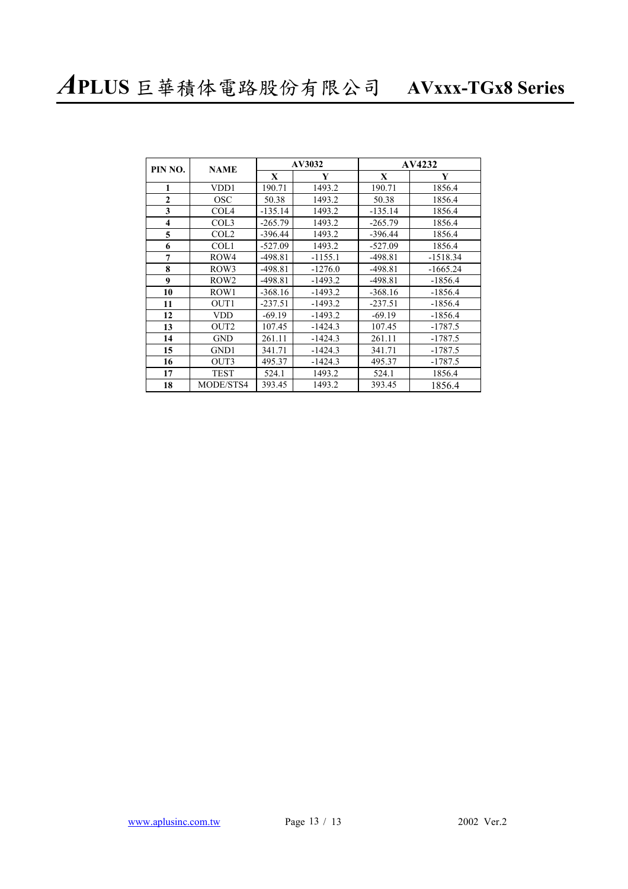| PIN NO. | NAME | AV3032 | | AV4232 | |
|---|---|---|---|---|---|
| | | X | Y | X | Y |
| 1 | VDD1 | 190.71 | 1493.2 | 190.71 | 1856.4 |
| 2 | OSC | 50.38 | 1493.2 | 50.38 | 1856.4 |
| 3 | COL4 | -135.14 | 1493.2 | -135.14 | 1856.4 |
| 4 | COL3 | -265.79 | 1493.2 | -265.79 | 1856.4 |
| 5 | COL2 | -396.44 | 1493.2 | -396.44 | 1856.4 |
| 6 | COL1 | -527.09 | 1493.2 | -527.09 | 1856.4 |
| 7 | ROW4 | -498.81 | -1155.1 | -498.81 | -1518.34 |
| 8 | ROW3 | -498.81 | -1276.0 | -498.81 | -1665.24 |
| 9 | ROW2 | -498.81 | -1493.2 | -498.81 | -1856.4 |
| 10 | ROW1 | -368.16 | -1493.2 | -368.16 | -1856.4 |
| 11 | OUT1 | -237.51 | -1493.2 | -237.51 | -1856.4 |
| 12 | VDD | -69.19 | -1493.2 | -69.19 | -1856.4 |
| 13 | OUT2 | 107.45 | -1424.3 | 107.45 | -1787.5 |
| 14 | GND | 261.11 | -1424.3 | 261.11 | -1787.5 |
| 15 | GND1 | 341.71 | -1424.3 | 341.71 | -1787.5 |
| 16 | OUT3 | 495.37 | -1424.3 | 495.37 | -1787.5 |
| 17 | TEST | 524.1 | 1493.2 | 524.1 | 1856.4 |
| 18 | MODE/STS4 | 393.45 | 1493.2 | 393.45 | 1856.4 |